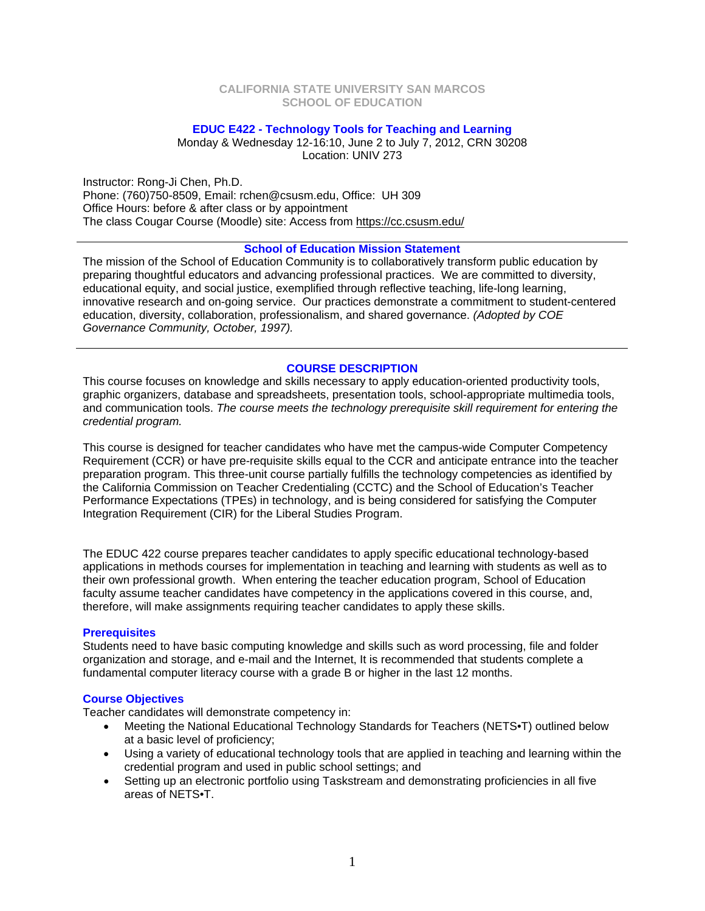**CALIFORNIA STATE UNIVERSITY SAN MARCOS**
**SCHOOL OF EDUCATION**

# EDUC E422 - Technology Tools for Teaching and Learning

Monday & Wednesday 12-16:10, June 2 to July 7, 2012, CRN 30208
Location: UNIV 273

Instructor: Rong-Ji Chen, Ph.D.
Phone: (760)750-8509, Email: rchen@csusm.edu, Office: UH 309
Office Hours: before & after class or by appointment
The class Cougar Course (Moodle) site: Access from https://cc.csusm.edu/

---

## School of Education Mission Statement

The mission of the School of Education Community is to collaboratively transform public education by preparing thoughtful educators and advancing professional practices. We are committed to diversity, educational equity, and social justice, exemplified through reflective teaching, life-long learning, innovative research and on-going service. Our practices demonstrate a commitment to student-centered education, diversity, collaboration, professionalism, and shared governance. *(Adopted by COE Governance Community, October, 1997).*

---

## COURSE DESCRIPTION

This course focuses on knowledge and skills necessary to apply education-oriented productivity tools, graphic organizers, database and spreadsheets, presentation tools, school-appropriate multimedia tools, and communication tools. *The course meets the technology prerequisite skill requirement for entering the credential program.*

This course is designed for teacher candidates who have met the campus-wide Computer Competency Requirement (CCR) or have pre-requisite skills equal to the CCR and anticipate entrance into the teacher preparation program. This three-unit course partially fulfills the technology competencies as identified by the California Commission on Teacher Credentialing (CCTC) and the School of Education's Teacher Performance Expectations (TPEs) in technology, and is being considered for satisfying the Computer Integration Requirement (CIR) for the Liberal Studies Program.

The EDUC 422 course prepares teacher candidates to apply specific educational technology-based applications in methods courses for implementation in teaching and learning with students as well as to their own professional growth. When entering the teacher education program, School of Education faculty assume teacher candidates have competency in the applications covered in this course, and, therefore, will make assignments requiring teacher candidates to apply these skills.

### Prerequisites

Students need to have basic computing knowledge and skills such as word processing, file and folder organization and storage, and e-mail and the Internet, It is recommended that students complete a fundamental computer literacy course with a grade B or higher in the last 12 months.

### Course Objectives

Teacher candidates will demonstrate competency in:

- Meeting the National Educational Technology Standards for Teachers (NETS•T) outlined below at a basic level of proficiency;
- Using a variety of educational technology tools that are applied in teaching and learning within the credential program and used in public school settings; and
- Setting up an electronic portfolio using Taskstream and demonstrating proficiencies in all five areas of NETS•T.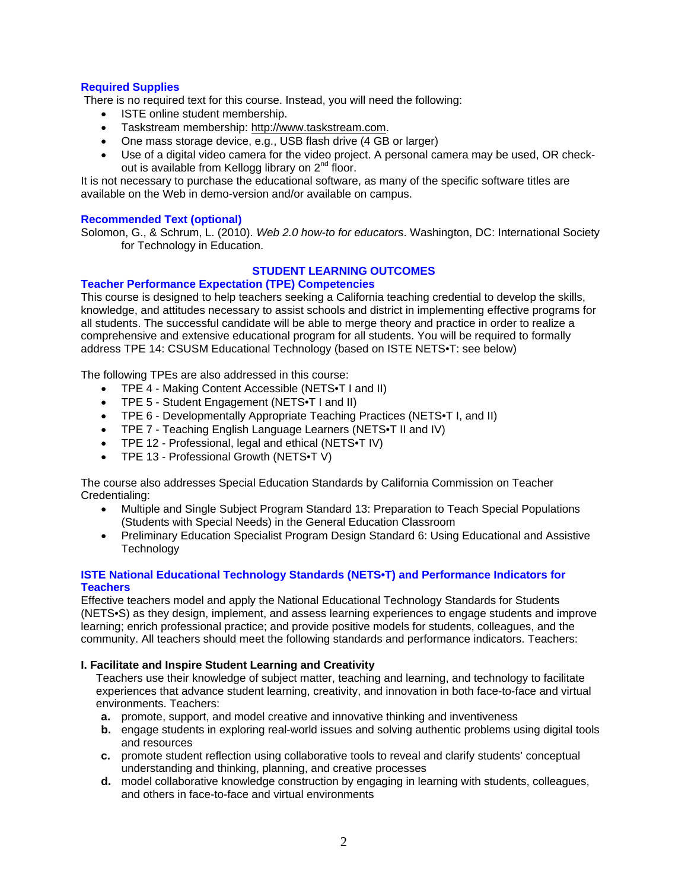### Required Supplies

There is no required text for this course. Instead, you will need the following:

- ISTE online student membership.
- Taskstream membership: http://www.taskstream.com.
- One mass storage device, e.g., USB flash drive (4 GB or larger)
- Use of a digital video camera for the video project. A personal camera may be used, OR check-out is available from Kellogg library on 2nd floor.

It is not necessary to purchase the educational software, as many of the specific software titles are available on the Web in demo-version and/or available on campus.

### Recommended Text (optional)

Solomon, G., & Schrum, L. (2010). *Web 2.0 how-to for educators*. Washington, DC: International Society for Technology in Education.

## STUDENT LEARNING OUTCOMES

### Teacher Performance Expectation (TPE) Competencies

This course is designed to help teachers seeking a California teaching credential to develop the skills, knowledge, and attitudes necessary to assist schools and district in implementing effective programs for all students. The successful candidate will be able to merge theory and practice in order to realize a comprehensive and extensive educational program for all students. You will be required to formally address TPE 14: CSUSM Educational Technology (based on ISTE NETS•T: see below)

The following TPEs are also addressed in this course:

- TPE 4 - Making Content Accessible (NETS•T I and II)
- TPE 5 - Student Engagement (NETS•T I and II)
- TPE 6 - Developmentally Appropriate Teaching Practices (NETS•T I, and II)
- TPE 7 - Teaching English Language Learners (NETS•T II and IV)
- TPE 12 - Professional, legal and ethical (NETS•T IV)
- TPE 13 - Professional Growth (NETS•T V)

The course also addresses Special Education Standards by California Commission on Teacher Credentialing:

- Multiple and Single Subject Program Standard 13: Preparation to Teach Special Populations (Students with Special Needs) in the General Education Classroom
- Preliminary Education Specialist Program Design Standard 6: Using Educational and Assistive Technology

### ISTE National Educational Technology Standards (NETS•T) and Performance Indicators for Teachers

Effective teachers model and apply the National Educational Technology Standards for Students (NETS•S) as they design, implement, and assess learning experiences to engage students and improve learning; enrich professional practice; and provide positive models for students, colleagues, and the community. All teachers should meet the following standards and performance indicators. Teachers:

**I. Facilitate and Inspire Student Learning and Creativity**

Teachers use their knowledge of subject matter, teaching and learning, and technology to facilitate experiences that advance student learning, creativity, and innovation in both face-to-face and virtual environments. Teachers:

- **a.** promote, support, and model creative and innovative thinking and inventiveness
- **b.** engage students in exploring real-world issues and solving authentic problems using digital tools and resources
- **c.** promote student reflection using collaborative tools to reveal and clarify students' conceptual understanding and thinking, planning, and creative processes
- **d.** model collaborative knowledge construction by engaging in learning with students, colleagues, and others in face-to-face and virtual environments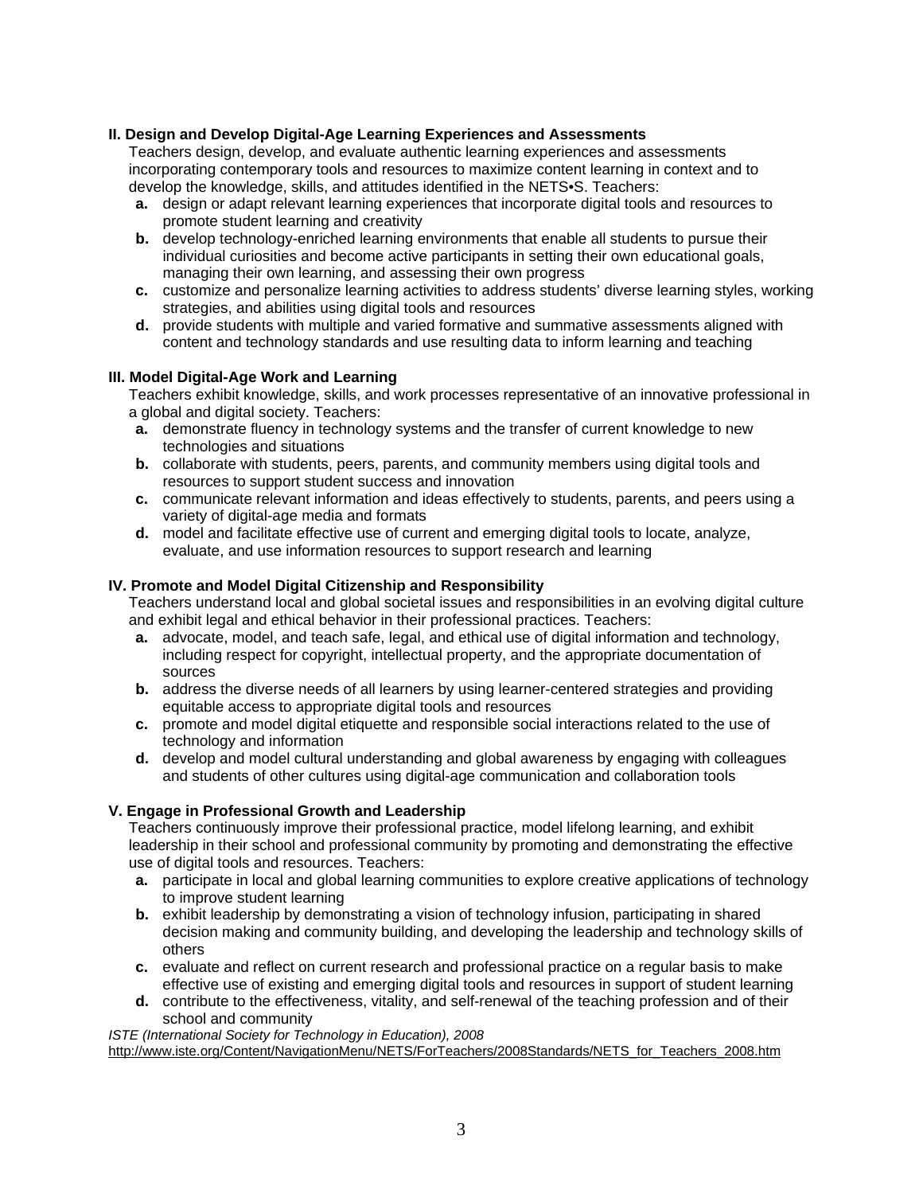**II. Design and Develop Digital-Age Learning Experiences and Assessments**

Teachers design, develop, and evaluate authentic learning experiences and assessments incorporating contemporary tools and resources to maximize content learning in context and to develop the knowledge, skills, and attitudes identified in the NETS•S. Teachers:

- **a.** design or adapt relevant learning experiences that incorporate digital tools and resources to promote student learning and creativity
- **b.** develop technology-enriched learning environments that enable all students to pursue their individual curiosities and become active participants in setting their own educational goals, managing their own learning, and assessing their own progress
- **c.** customize and personalize learning activities to address students' diverse learning styles, working strategies, and abilities using digital tools and resources
- **d.** provide students with multiple and varied formative and summative assessments aligned with content and technology standards and use resulting data to inform learning and teaching

**III. Model Digital-Age Work and Learning**

Teachers exhibit knowledge, skills, and work processes representative of an innovative professional in a global and digital society. Teachers:

- **a.** demonstrate fluency in technology systems and the transfer of current knowledge to new technologies and situations
- **b.** collaborate with students, peers, parents, and community members using digital tools and resources to support student success and innovation
- **c.** communicate relevant information and ideas effectively to students, parents, and peers using a variety of digital-age media and formats
- **d.** model and facilitate effective use of current and emerging digital tools to locate, analyze, evaluate, and use information resources to support research and learning

**IV. Promote and Model Digital Citizenship and Responsibility**

Teachers understand local and global societal issues and responsibilities in an evolving digital culture and exhibit legal and ethical behavior in their professional practices. Teachers:

- **a.** advocate, model, and teach safe, legal, and ethical use of digital information and technology, including respect for copyright, intellectual property, and the appropriate documentation of sources
- **b.** address the diverse needs of all learners by using learner-centered strategies and providing equitable access to appropriate digital tools and resources
- **c.** promote and model digital etiquette and responsible social interactions related to the use of technology and information
- **d.** develop and model cultural understanding and global awareness by engaging with colleagues and students of other cultures using digital-age communication and collaboration tools

**V. Engage in Professional Growth and Leadership**

Teachers continuously improve their professional practice, model lifelong learning, and exhibit leadership in their school and professional community by promoting and demonstrating the effective use of digital tools and resources. Teachers:

- **a.** participate in local and global learning communities to explore creative applications of technology to improve student learning
- **b.** exhibit leadership by demonstrating a vision of technology infusion, participating in shared decision making and community building, and developing the leadership and technology skills of others
- **c.** evaluate and reflect on current research and professional practice on a regular basis to make effective use of existing and emerging digital tools and resources in support of student learning
- **d.** contribute to the effectiveness, vitality, and self-renewal of the teaching profession and of their school and community

*ISTE (International Society for Technology in Education), 2008*
http://www.iste.org/Content/NavigationMenu/NETS/ForTeachers/2008Standards/NETS_for_Teachers_2008.htm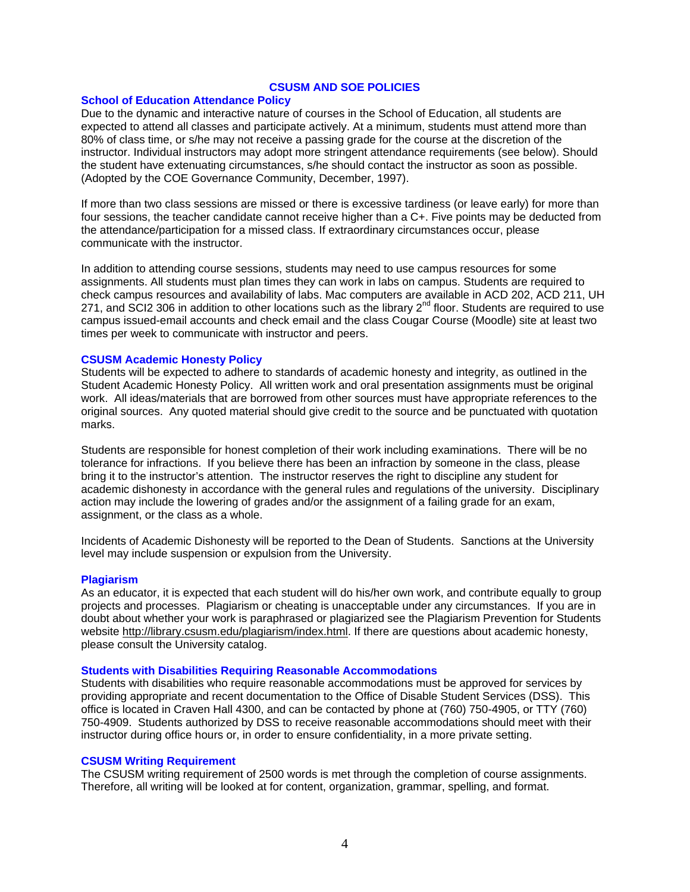## CSUSM AND SOE POLICIES

### School of Education Attendance Policy

Due to the dynamic and interactive nature of courses in the School of Education, all students are expected to attend all classes and participate actively. At a minimum, students must attend more than 80% of class time, or s/he may not receive a passing grade for the course at the discretion of the instructor. Individual instructors may adopt more stringent attendance requirements (see below). Should the student have extenuating circumstances, s/he should contact the instructor as soon as possible. (Adopted by the COE Governance Community, December, 1997).

If more than two class sessions are missed or there is excessive tardiness (or leave early) for more than four sessions, the teacher candidate cannot receive higher than a C+. Five points may be deducted from the attendance/participation for a missed class. If extraordinary circumstances occur, please communicate with the instructor.

In addition to attending course sessions, students may need to use campus resources for some assignments. All students must plan times they can work in labs on campus. Students are required to check campus resources and availability of labs. Mac computers are available in ACD 202, ACD 211, UH 271, and SCI2 306 in addition to other locations such as the library 2nd floor. Students are required to use campus issued-email accounts and check email and the class Cougar Course (Moodle) site at least two times per week to communicate with instructor and peers.

### CSUSM Academic Honesty Policy

Students will be expected to adhere to standards of academic honesty and integrity, as outlined in the Student Academic Honesty Policy. All written work and oral presentation assignments must be original work. All ideas/materials that are borrowed from other sources must have appropriate references to the original sources. Any quoted material should give credit to the source and be punctuated with quotation marks.

Students are responsible for honest completion of their work including examinations. There will be no tolerance for infractions. If you believe there has been an infraction by someone in the class, please bring it to the instructor's attention. The instructor reserves the right to discipline any student for academic dishonesty in accordance with the general rules and regulations of the university. Disciplinary action may include the lowering of grades and/or the assignment of a failing grade for an exam, assignment, or the class as a whole.

Incidents of Academic Dishonesty will be reported to the Dean of Students. Sanctions at the University level may include suspension or expulsion from the University.

### Plagiarism

As an educator, it is expected that each student will do his/her own work, and contribute equally to group projects and processes. Plagiarism or cheating is unacceptable under any circumstances. If you are in doubt about whether your work is paraphrased or plagiarized see the Plagiarism Prevention for Students website http://library.csusm.edu/plagiarism/index.html. If there are questions about academic honesty, please consult the University catalog.

### Students with Disabilities Requiring Reasonable Accommodations

Students with disabilities who require reasonable accommodations must be approved for services by providing appropriate and recent documentation to the Office of Disable Student Services (DSS). This office is located in Craven Hall 4300, and can be contacted by phone at (760) 750-4905, or TTY (760) 750-4909. Students authorized by DSS to receive reasonable accommodations should meet with their instructor during office hours or, in order to ensure confidentiality, in a more private setting.

### CSUSM Writing Requirement

The CSUSM writing requirement of 2500 words is met through the completion of course assignments. Therefore, all writing will be looked at for content, organization, grammar, spelling, and format.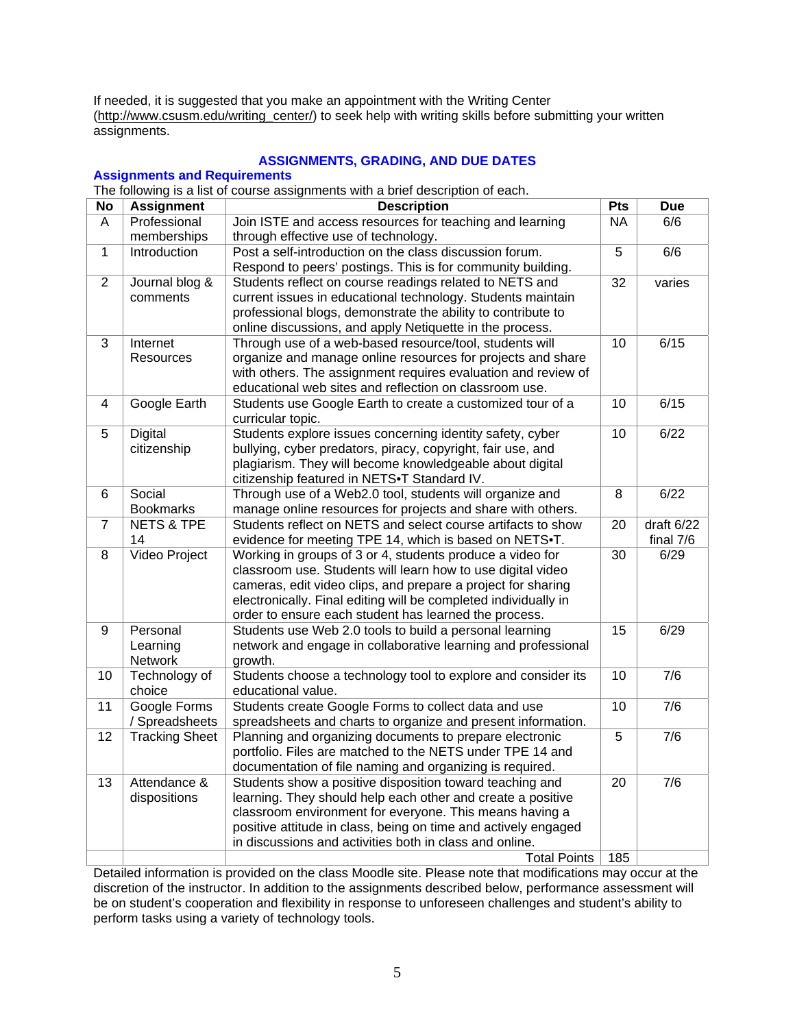If needed, it is suggested that you make an appointment with the Writing Center (http://www.csusm.edu/writing_center/) to seek help with writing skills before submitting your written assignments.

## ASSIGNMENTS, GRADING, AND DUE DATES

### Assignments and Requirements

The following is a list of course assignments with a brief description of each.

| No | Assignment | Description | Pts | Due |
|---|---|---|---|---|
| A | Professional memberships | Join ISTE and access resources for teaching and learning through effective use of technology. | NA | 6/6 |
| 1 | Introduction | Post a self-introduction on the class discussion forum. Respond to peers' postings. This is for community building. | 5 | 6/6 |
| 2 | Journal blog & comments | Students reflect on course readings related to NETS and current issues in educational technology. Students maintain professional blogs, demonstrate the ability to contribute to online discussions, and apply Netiquette in the process. | 32 | varies |
| 3 | Internet Resources | Through use of a web-based resource/tool, students will organize and manage online resources for projects and share with others. The assignment requires evaluation and review of educational web sites and reflection on classroom use. | 10 | 6/15 |
| 4 | Google Earth | Students use Google Earth to create a customized tour of a curricular topic. | 10 | 6/15 |
| 5 | Digital citizenship | Students explore issues concerning identity safety, cyber bullying, cyber predators, piracy, copyright, fair use, and plagiarism. They will become knowledgeable about digital citizenship featured in NETS•T Standard IV. | 10 | 6/22 |
| 6 | Social Bookmarks | Through use of a Web2.0 tool, students will organize and manage online resources for projects and share with others. | 8 | 6/22 |
| 7 | NETS & TPE 14 | Students reflect on NETS and select course artifacts to show evidence for meeting TPE 14, which is based on NETS•T. | 20 | draft 6/22 final 7/6 |
| 8 | Video Project | Working in groups of 3 or 4, students produce a video for classroom use. Students will learn how to use digital video cameras, edit video clips, and prepare a project for sharing electronically. Final editing will be completed individually in order to ensure each student has learned the process. | 30 | 6/29 |
| 9 | Personal Learning Network | Students use Web 2.0 tools to build a personal learning network and engage in collaborative learning and professional growth. | 15 | 6/29 |
| 10 | Technology of choice | Students choose a technology tool to explore and consider its educational value. | 10 | 7/6 |
| 11 | Google Forms / Spreadsheets | Students create Google Forms to collect data and use spreadsheets and charts to organize and present information. | 10 | 7/6 |
| 12 | Tracking Sheet | Planning and organizing documents to prepare electronic portfolio. Files are matched to the NETS under TPE 14 and documentation of file naming and organizing is required. | 5 | 7/6 |
| 13 | Attendance & dispositions | Students show a positive disposition toward teaching and learning. They should help each other and create a positive classroom environment for everyone. This means having a positive attitude in class, being on time and actively engaged in discussions and activities both in class and online. | 20 | 7/6 |
| | | Total Points | 185 | |

Detailed information is provided on the class Moodle site. Please note that modifications may occur at the discretion of the instructor. In addition to the assignments described below, performance assessment will be on student's cooperation and flexibility in response to unforeseen challenges and student's ability to perform tasks using a variety of technology tools.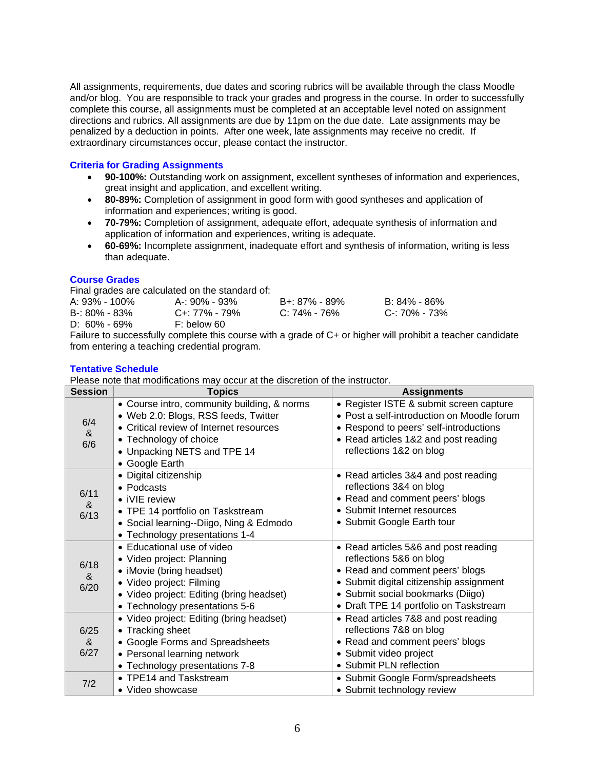All assignments, requirements, due dates and scoring rubrics will be available through the class Moodle and/or blog. You are responsible to track your grades and progress in the course. In order to successfully complete this course, all assignments must be completed at an acceptable level noted on assignment directions and rubrics. All assignments are due by 11pm on the due date. Late assignments may be penalized by a deduction in points. After one week, late assignments may receive no credit. If extraordinary circumstances occur, please contact the instructor.

### Criteria for Grading Assignments

- **90-100%:** Outstanding work on assignment, excellent syntheses of information and experiences, great insight and application, and excellent writing.
- **80-89%:** Completion of assignment in good form with good syntheses and application of information and experiences; writing is good.
- **70-79%:** Completion of assignment, adequate effort, adequate synthesis of information and application of information and experiences, writing is adequate.
- **60-69%:** Incomplete assignment, inadequate effort and synthesis of information, writing is less than adequate.

### Course Grades

Final grades are calculated on the standard of:

| | | | |
|---|---|---|---|
| A: 93% - 100% | A-: 90% - 93% | B+: 87% - 89% | B: 84% - 86% |
| B-: 80% - 83% | C+: 77% - 79% | C: 74% - 76% | C-: 70% - 73% |
| D: 60% - 69% | F: below 60 | | |

Failure to successfully complete this course with a grade of C+ or higher will prohibit a teacher candidate from entering a teaching credential program.

### Tentative Schedule

Please note that modifications may occur at the discretion of the instructor.

| Session | Topics | Assignments |
|---|---|---|
| 6/4 & 6/6 | • Course intro, community building, & norms<br>• Web 2.0: Blogs, RSS feeds, Twitter<br>• Critical review of Internet resources<br>• Technology of choice<br>• Unpacking NETS and TPE 14<br>• Google Earth | • Register ISTE & submit screen capture<br>• Post a self-introduction on Moodle forum<br>• Respond to peers' self-introductions<br>• Read articles 1&2 and post reading reflections 1&2 on blog |
| 6/11 & 6/13 | • Digital citizenship<br>• Podcasts<br>• iVIE review<br>• TPE 14 portfolio on Taskstream<br>• Social learning--Diigo, Ning & Edmodo<br>• Technology presentations 1-4 | • Read articles 3&4 and post reading reflections 3&4 on blog<br>• Read and comment peers' blogs<br>• Submit Internet resources<br>• Submit Google Earth tour |
| 6/18 & 6/20 | • Educational use of video<br>• Video project: Planning<br>• iMovie (bring headset)<br>• Video project: Filming<br>• Video project: Editing (bring headset)<br>• Technology presentations 5-6 | • Read articles 5&6 and post reading reflections 5&6 on blog<br>• Read and comment peers' blogs<br>• Submit digital citizenship assignment<br>• Submit social bookmarks (Diigo)<br>• Draft TPE 14 portfolio on Taskstream |
| 6/25 & 6/27 | • Video project: Editing (bring headset)<br>• Tracking sheet<br>• Google Forms and Spreadsheets<br>• Personal learning network<br>• Technology presentations 7-8 | • Read articles 7&8 and post reading reflections 7&8 on blog<br>• Read and comment peers' blogs<br>• Submit video project<br>• Submit PLN reflection |
| 7/2 | • TPE14 and Taskstream<br>• Video showcase | • Submit Google Form/spreadsheets<br>• Submit technology review |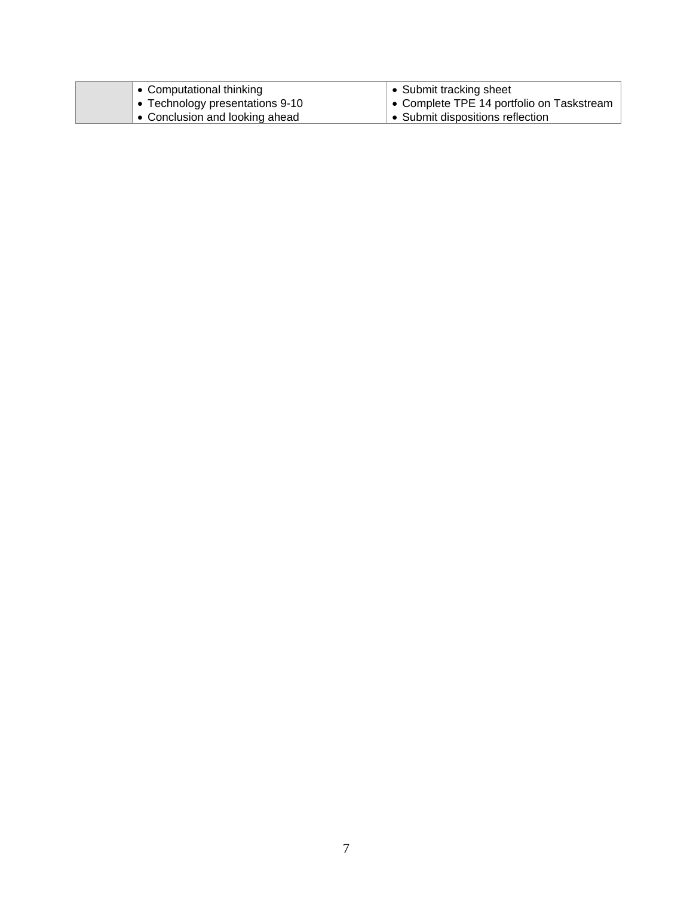| | | |
|---|---|---|
| | • Computational thinking<br>• Technology presentations 9-10<br>• Conclusion and looking ahead | • Submit tracking sheet<br>• Complete TPE 14 portfolio on Taskstream<br>• Submit dispositions reflection |